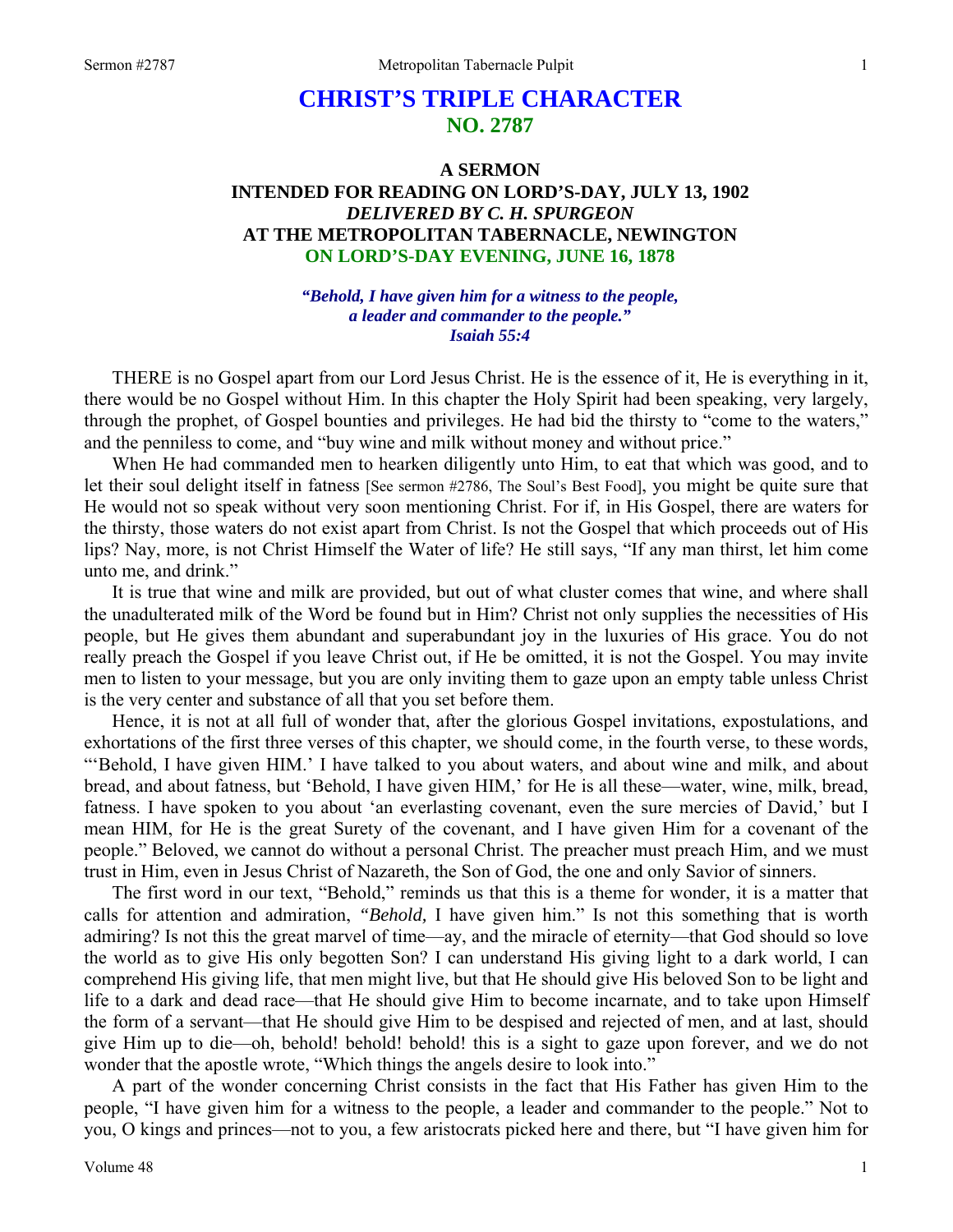# CHRIST'S TRIPLE CHARACTER
## NO. 2787

### A SERMON
### INTENDED FOR READING ON LORD'S-DAY, JULY 13, 1902
### *DELIVERED BY C. H. SPURGEON*
### AT THE METROPOLITAN TABERNACLE, NEWINGTON
### ON LORD'S-DAY EVENING, JUNE 16, 1878

***"Behold, I have given him for a witness to the people, a leader and commander to the people." Isaiah 55:4***

THERE is no Gospel apart from our Lord Jesus Christ. He is the essence of it, He is everything in it, there would be no Gospel without Him. In this chapter the Holy Spirit had been speaking, very largely, through the prophet, of Gospel bounties and privileges. He had bid the thirsty to "come to the waters," and the penniless to come, and "buy wine and milk without money and without price."

When He had commanded men to hearken diligently unto Him, to eat that which was good, and to let their soul delight itself in fatness [See sermon #2786, The Soul's Best Food], you might be quite sure that He would not so speak without very soon mentioning Christ. For if, in His Gospel, there are waters for the thirsty, those waters do not exist apart from Christ. Is not the Gospel that which proceeds out of His lips? Nay, more, is not Christ Himself the Water of life? He still says, "If any man thirst, let him come unto me, and drink."

It is true that wine and milk are provided, but out of what cluster comes that wine, and where shall the unadulterated milk of the Word be found but in Him? Christ not only supplies the necessities of His people, but He gives them abundant and superabundant joy in the luxuries of His grace. You do not really preach the Gospel if you leave Christ out, if He be omitted, it is not the Gospel. You may invite men to listen to your message, but you are only inviting them to gaze upon an empty table unless Christ is the very center and substance of all that you set before them.

Hence, it is not at all full of wonder that, after the glorious Gospel invitations, expostulations, and exhortations of the first three verses of this chapter, we should come, in the fourth verse, to these words, "'Behold, I have given HIM.' I have talked to you about waters, and about wine and milk, and about bread, and about fatness, but 'Behold, I have given HIM,' for He is all these—water, wine, milk, bread, fatness. I have spoken to you about 'an everlasting covenant, even the sure mercies of David,' but I mean HIM, for He is the great Surety of the covenant, and I have given Him for a covenant of the people." Beloved, we cannot do without a personal Christ. The preacher must preach Him, and we must trust in Him, even in Jesus Christ of Nazareth, the Son of God, the one and only Savior of sinners.

The first word in our text, "Behold," reminds us that this is a theme for wonder, it is a matter that calls for attention and admiration, *"Behold,* I have given him." Is not this something that is worth admiring? Is not this the great marvel of time—ay, and the miracle of eternity—that God should so love the world as to give His only begotten Son? I can understand His giving light to a dark world, I can comprehend His giving life, that men might live, but that He should give His beloved Son to be light and life to a dark and dead race—that He should give Him to become incarnate, and to take upon Himself the form of a servant—that He should give Him to be despised and rejected of men, and at last, should give Him up to die—oh, behold! behold! behold! this is a sight to gaze upon forever, and we do not wonder that the apostle wrote, "Which things the angels desire to look into."

A part of the wonder concerning Christ consists in the fact that His Father has given Him to the people, "I have given him for a witness to the people, a leader and commander to the people." Not to you, O kings and princes—not to you, a few aristocrats picked here and there, but "I have given him for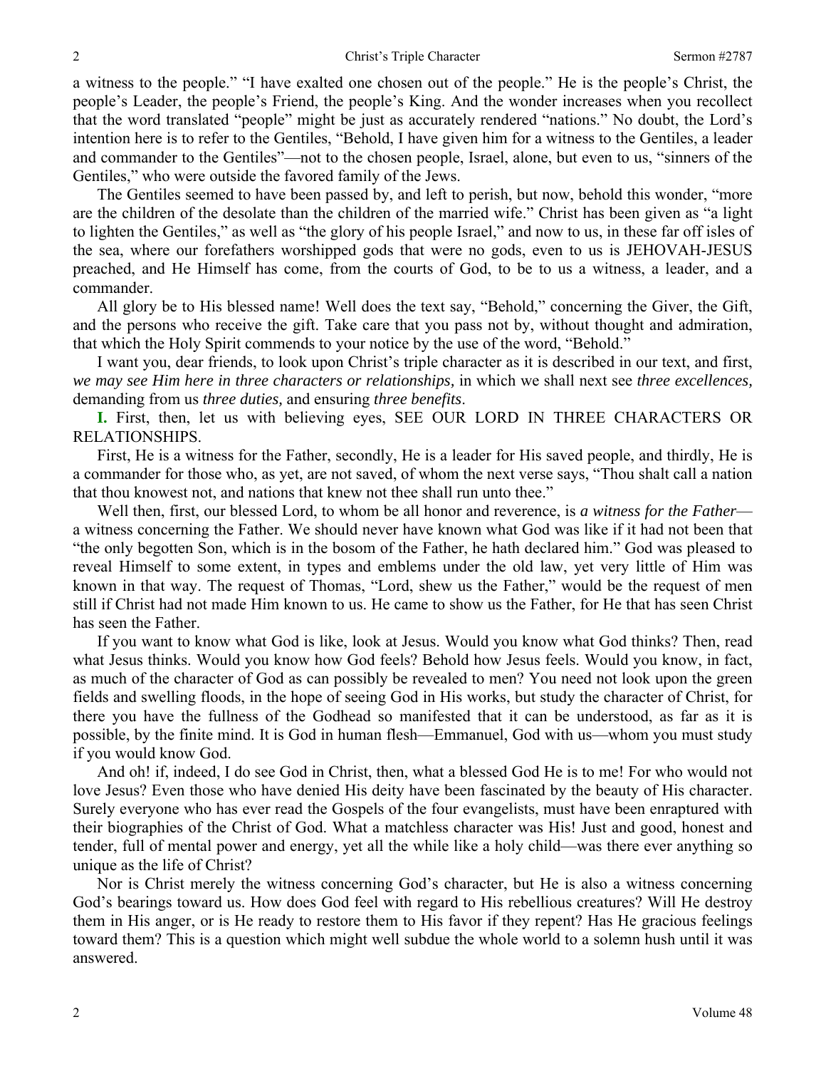a witness to the people." "I have exalted one chosen out of the people." He is the people's Christ, the people's Leader, the people's Friend, the people's King. And the wonder increases when you recollect that the word translated "people" might be just as accurately rendered "nations." No doubt, the Lord's intention here is to refer to the Gentiles, "Behold, I have given him for a witness to the Gentiles, a leader and commander to the Gentiles"—not to the chosen people, Israel, alone, but even to us, "sinners of the Gentiles," who were outside the favored family of the Jews.

The Gentiles seemed to have been passed by, and left to perish, but now, behold this wonder, "more are the children of the desolate than the children of the married wife." Christ has been given as "a light to lighten the Gentiles," as well as "the glory of his people Israel," and now to us, in these far off isles of the sea, where our forefathers worshipped gods that were no gods, even to us is JEHOVAH-JESUS preached, and He Himself has come, from the courts of God, to be to us a witness, a leader, and a commander.

All glory be to His blessed name! Well does the text say, "Behold," concerning the Giver, the Gift, and the persons who receive the gift. Take care that you pass not by, without thought and admiration, that which the Holy Spirit commends to your notice by the use of the word, "Behold."

I want you, dear friends, to look upon Christ's triple character as it is described in our text, and first, *we may see Him here in three characters or relationships,* in which we shall next see *three excellences,* demanding from us *three duties,* and ensuring *three benefits*.

**I.** First, then, let us with believing eyes, SEE OUR LORD IN THREE CHARACTERS OR RELATIONSHIPS.

First, He is a witness for the Father, secondly, He is a leader for His saved people, and thirdly, He is a commander for those who, as yet, are not saved, of whom the next verse says, "Thou shalt call a nation that thou knowest not, and nations that knew not thee shall run unto thee."

Well then, first, our blessed Lord, to whom be all honor and reverence, is *a witness for the Father*—a witness concerning the Father. We should never have known what God was like if it had not been that "the only begotten Son, which is in the bosom of the Father, he hath declared him." God was pleased to reveal Himself to some extent, in types and emblems under the old law, yet very little of Him was known in that way. The request of Thomas, "Lord, shew us the Father," would be the request of men still if Christ had not made Him known to us. He came to show us the Father, for He that has seen Christ has seen the Father.

If you want to know what God is like, look at Jesus. Would you know what God thinks? Then, read what Jesus thinks. Would you know how God feels? Behold how Jesus feels. Would you know, in fact, as much of the character of God as can possibly be revealed to men? You need not look upon the green fields and swelling floods, in the hope of seeing God in His works, but study the character of Christ, for there you have the fullness of the Godhead so manifested that it can be understood, as far as it is possible, by the finite mind. It is God in human flesh—Emmanuel, God with us—whom you must study if you would know God.

And oh! if, indeed, I do see God in Christ, then, what a blessed God He is to me! For who would not love Jesus? Even those who have denied His deity have been fascinated by the beauty of His character. Surely everyone who has ever read the Gospels of the four evangelists, must have been enraptured with their biographies of the Christ of God. What a matchless character was His! Just and good, honest and tender, full of mental power and energy, yet all the while like a holy child—was there ever anything so unique as the life of Christ?

Nor is Christ merely the witness concerning God's character, but He is also a witness concerning God's bearings toward us. How does God feel with regard to His rebellious creatures? Will He destroy them in His anger, or is He ready to restore them to His favor if they repent? Has He gracious feelings toward them? This is a question which might well subdue the whole world to a solemn hush until it was answered.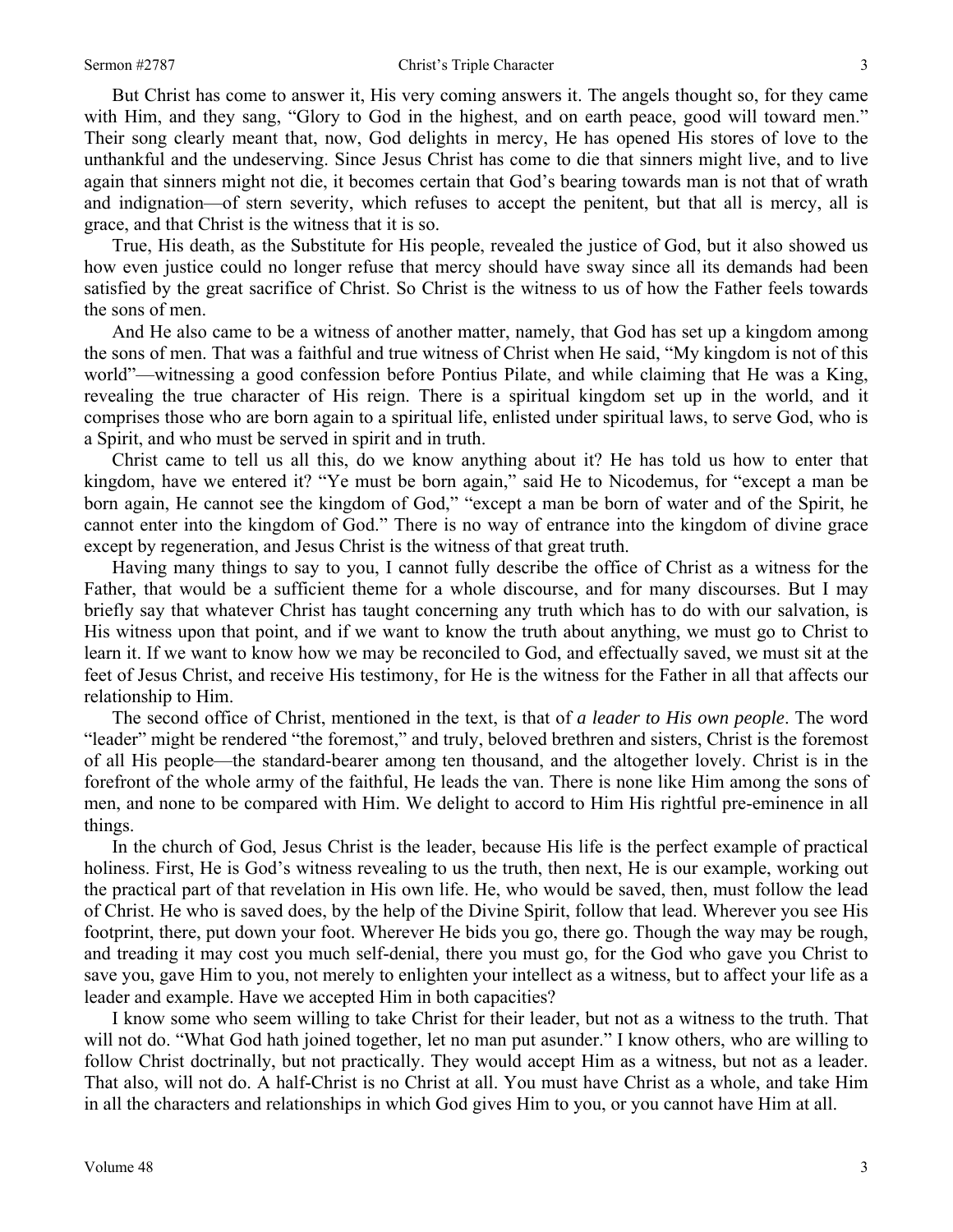But Christ has come to answer it, His very coming answers it. The angels thought so, for they came with Him, and they sang, "Glory to God in the highest, and on earth peace, good will toward men." Their song clearly meant that, now, God delights in mercy, He has opened His stores of love to the unthankful and the undeserving. Since Jesus Christ has come to die that sinners might live, and to live again that sinners might not die, it becomes certain that God's bearing towards man is not that of wrath and indignation—of stern severity, which refuses to accept the penitent, but that all is mercy, all is grace, and that Christ is the witness that it is so.

True, His death, as the Substitute for His people, revealed the justice of God, but it also showed us how even justice could no longer refuse that mercy should have sway since all its demands had been satisfied by the great sacrifice of Christ. So Christ is the witness to us of how the Father feels towards the sons of men.

And He also came to be a witness of another matter, namely, that God has set up a kingdom among the sons of men. That was a faithful and true witness of Christ when He said, "My kingdom is not of this world"—witnessing a good confession before Pontius Pilate, and while claiming that He was a King, revealing the true character of His reign. There is a spiritual kingdom set up in the world, and it comprises those who are born again to a spiritual life, enlisted under spiritual laws, to serve God, who is a Spirit, and who must be served in spirit and in truth.

Christ came to tell us all this, do we know anything about it? He has told us how to enter that kingdom, have we entered it? "Ye must be born again," said He to Nicodemus, for "except a man be born again, He cannot see the kingdom of God," "except a man be born of water and of the Spirit, he cannot enter into the kingdom of God." There is no way of entrance into the kingdom of divine grace except by regeneration, and Jesus Christ is the witness of that great truth.

Having many things to say to you, I cannot fully describe the office of Christ as a witness for the Father, that would be a sufficient theme for a whole discourse, and for many discourses. But I may briefly say that whatever Christ has taught concerning any truth which has to do with our salvation, is His witness upon that point, and if we want to know the truth about anything, we must go to Christ to learn it. If we want to know how we may be reconciled to God, and effectually saved, we must sit at the feet of Jesus Christ, and receive His testimony, for He is the witness for the Father in all that affects our relationship to Him.

The second office of Christ, mentioned in the text, is that of *a leader to His own people*. The word "leader" might be rendered "the foremost," and truly, beloved brethren and sisters, Christ is the foremost of all His people—the standard-bearer among ten thousand, and the altogether lovely. Christ is in the forefront of the whole army of the faithful, He leads the van. There is none like Him among the sons of men, and none to be compared with Him. We delight to accord to Him His rightful pre-eminence in all things.

In the church of God, Jesus Christ is the leader, because His life is the perfect example of practical holiness. First, He is God's witness revealing to us the truth, then next, He is our example, working out the practical part of that revelation in His own life. He, who would be saved, then, must follow the lead of Christ. He who is saved does, by the help of the Divine Spirit, follow that lead. Wherever you see His footprint, there, put down your foot. Wherever He bids you go, there go. Though the way may be rough, and treading it may cost you much self-denial, there you must go, for the God who gave you Christ to save you, gave Him to you, not merely to enlighten your intellect as a witness, but to affect your life as a leader and example. Have we accepted Him in both capacities?

I know some who seem willing to take Christ for their leader, but not as a witness to the truth. That will not do. "What God hath joined together, let no man put asunder." I know others, who are willing to follow Christ doctrinally, but not practically. They would accept Him as a witness, but not as a leader. That also, will not do. A half-Christ is no Christ at all. You must have Christ as a whole, and take Him in all the characters and relationships in which God gives Him to you, or you cannot have Him at all.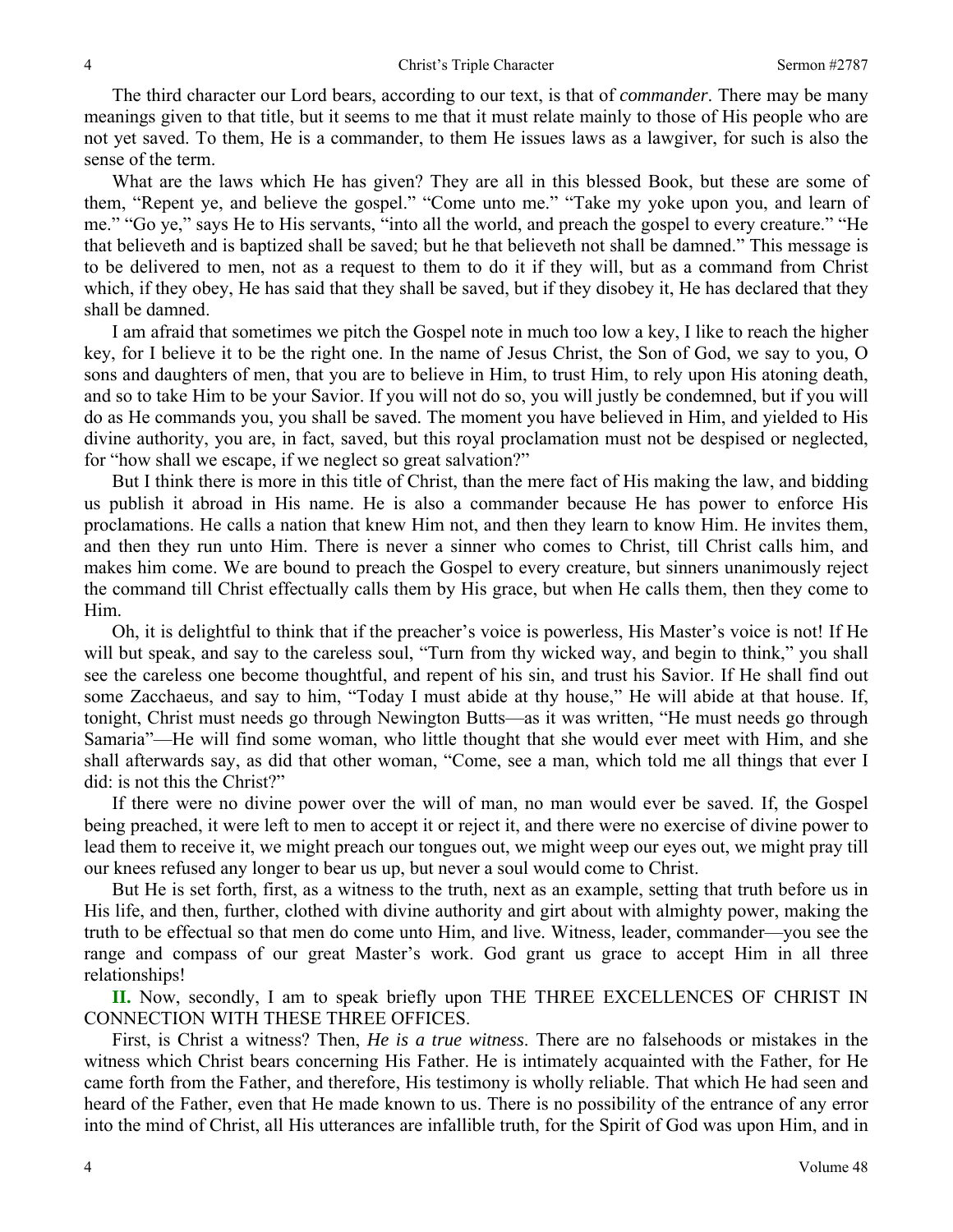The third character our Lord bears, according to our text, is that of *commander*. There may be many meanings given to that title, but it seems to me that it must relate mainly to those of His people who are not yet saved. To them, He is a commander, to them He issues laws as a lawgiver, for such is also the sense of the term.

What are the laws which He has given? They are all in this blessed Book, but these are some of them, "Repent ye, and believe the gospel." "Come unto me." "Take my yoke upon you, and learn of me." "Go ye," says He to His servants, "into all the world, and preach the gospel to every creature." "He that believeth and is baptized shall be saved; but he that believeth not shall be damned." This message is to be delivered to men, not as a request to them to do it if they will, but as a command from Christ which, if they obey, He has said that they shall be saved, but if they disobey it, He has declared that they shall be damned.

I am afraid that sometimes we pitch the Gospel note in much too low a key, I like to reach the higher key, for I believe it to be the right one. In the name of Jesus Christ, the Son of God, we say to you, O sons and daughters of men, that you are to believe in Him, to trust Him, to rely upon His atoning death, and so to take Him to be your Savior. If you will not do so, you will justly be condemned, but if you will do as He commands you, you shall be saved. The moment you have believed in Him, and yielded to His divine authority, you are, in fact, saved, but this royal proclamation must not be despised or neglected, for "how shall we escape, if we neglect so great salvation?"

But I think there is more in this title of Christ, than the mere fact of His making the law, and bidding us publish it abroad in His name. He is also a commander because He has power to enforce His proclamations. He calls a nation that knew Him not, and then they learn to know Him. He invites them, and then they run unto Him. There is never a sinner who comes to Christ, till Christ calls him, and makes him come. We are bound to preach the Gospel to every creature, but sinners unanimously reject the command till Christ effectually calls them by His grace, but when He calls them, then they come to Him.

Oh, it is delightful to think that if the preacher's voice is powerless, His Master's voice is not! If He will but speak, and say to the careless soul, "Turn from thy wicked way, and begin to think," you shall see the careless one become thoughtful, and repent of his sin, and trust his Savior. If He shall find out some Zacchaeus, and say to him, "Today I must abide at thy house," He will abide at that house. If, tonight, Christ must needs go through Newington Butts—as it was written, "He must needs go through Samaria"—He will find some woman, who little thought that she would ever meet with Him, and she shall afterwards say, as did that other woman, "Come, see a man, which told me all things that ever I did: is not this the Christ?"

If there were no divine power over the will of man, no man would ever be saved. If, the Gospel being preached, it were left to men to accept it or reject it, and there were no exercise of divine power to lead them to receive it, we might preach our tongues out, we might weep our eyes out, we might pray till our knees refused any longer to bear us up, but never a soul would come to Christ.

But He is set forth, first, as a witness to the truth, next as an example, setting that truth before us in His life, and then, further, clothed with divine authority and girt about with almighty power, making the truth to be effectual so that men do come unto Him, and live. Witness, leader, commander—you see the range and compass of our great Master's work. God grant us grace to accept Him in all three relationships!

**II.** Now, secondly, I am to speak briefly upon THE THREE EXCELLENCES OF CHRIST IN CONNECTION WITH THESE THREE OFFICES.

First, is Christ a witness? Then, *He is a true witness*. There are no falsehoods or mistakes in the witness which Christ bears concerning His Father. He is intimately acquainted with the Father, for He came forth from the Father, and therefore, His testimony is wholly reliable. That which He had seen and heard of the Father, even that He made known to us. There is no possibility of the entrance of any error into the mind of Christ, all His utterances are infallible truth, for the Spirit of God was upon Him, and in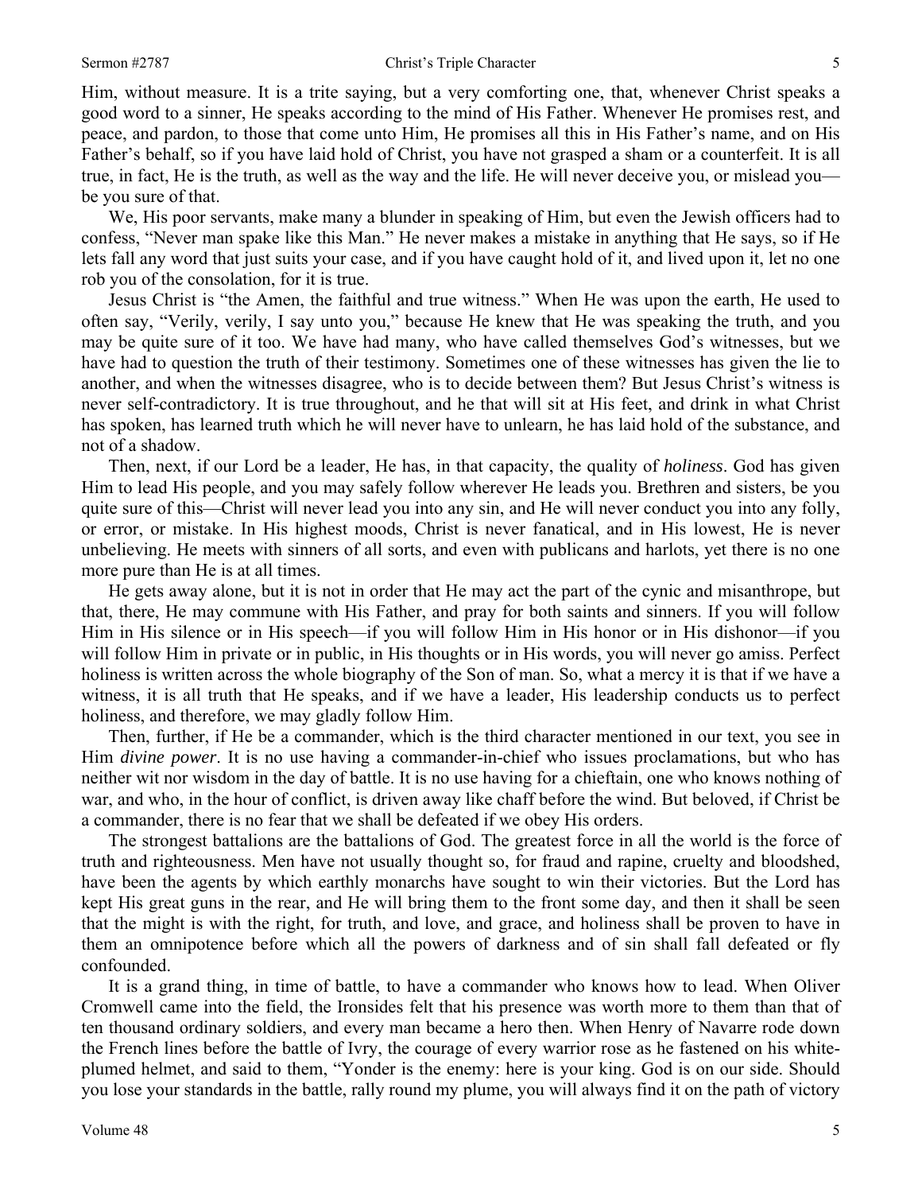Him, without measure. It is a trite saying, but a very comforting one, that, whenever Christ speaks a good word to a sinner, He speaks according to the mind of His Father. Whenever He promises rest, and peace, and pardon, to those that come unto Him, He promises all this in His Father's name, and on His Father's behalf, so if you have laid hold of Christ, you have not grasped a sham or a counterfeit. It is all true, in fact, He is the truth, as well as the way and the life. He will never deceive you, or mislead you—be you sure of that.

We, His poor servants, make many a blunder in speaking of Him, but even the Jewish officers had to confess, "Never man spake like this Man." He never makes a mistake in anything that He says, so if He lets fall any word that just suits your case, and if you have caught hold of it, and lived upon it, let no one rob you of the consolation, for it is true.

Jesus Christ is "the Amen, the faithful and true witness." When He was upon the earth, He used to often say, "Verily, verily, I say unto you," because He knew that He was speaking the truth, and you may be quite sure of it too. We have had many, who have called themselves God's witnesses, but we have had to question the truth of their testimony. Sometimes one of these witnesses has given the lie to another, and when the witnesses disagree, who is to decide between them? But Jesus Christ's witness is never self-contradictory. It is true throughout, and he that will sit at His feet, and drink in what Christ has spoken, has learned truth which he will never have to unlearn, he has laid hold of the substance, and not of a shadow.

Then, next, if our Lord be a leader, He has, in that capacity, the quality of *holiness*. God has given Him to lead His people, and you may safely follow wherever He leads you. Brethren and sisters, be you quite sure of this—Christ will never lead you into any sin, and He will never conduct you into any folly, or error, or mistake. In His highest moods, Christ is never fanatical, and in His lowest, He is never unbelieving. He meets with sinners of all sorts, and even with publicans and harlots, yet there is no one more pure than He is at all times.

He gets away alone, but it is not in order that He may act the part of the cynic and misanthrope, but that, there, He may commune with His Father, and pray for both saints and sinners. If you will follow Him in His silence or in His speech—if you will follow Him in His honor or in His dishonor—if you will follow Him in private or in public, in His thoughts or in His words, you will never go amiss. Perfect holiness is written across the whole biography of the Son of man. So, what a mercy it is that if we have a witness, it is all truth that He speaks, and if we have a leader, His leadership conducts us to perfect holiness, and therefore, we may gladly follow Him.

Then, further, if He be a commander, which is the third character mentioned in our text, you see in Him *divine power*. It is no use having a commander-in-chief who issues proclamations, but who has neither wit nor wisdom in the day of battle. It is no use having for a chieftain, one who knows nothing of war, and who, in the hour of conflict, is driven away like chaff before the wind. But beloved, if Christ be a commander, there is no fear that we shall be defeated if we obey His orders.

The strongest battalions are the battalions of God. The greatest force in all the world is the force of truth and righteousness. Men have not usually thought so, for fraud and rapine, cruelty and bloodshed, have been the agents by which earthly monarchs have sought to win their victories. But the Lord has kept His great guns in the rear, and He will bring them to the front some day, and then it shall be seen that the might is with the right, for truth, and love, and grace, and holiness shall be proven to have in them an omnipotence before which all the powers of darkness and of sin shall fall defeated or fly confounded.

It is a grand thing, in time of battle, to have a commander who knows how to lead. When Oliver Cromwell came into the field, the Ironsides felt that his presence was worth more to them than that of ten thousand ordinary soldiers, and every man became a hero then. When Henry of Navarre rode down the French lines before the battle of Ivry, the courage of every warrior rose as he fastened on his white-plumed helmet, and said to them, "Yonder is the enemy: here is your king. God is on our side. Should you lose your standards in the battle, rally round my plume, you will always find it on the path of victory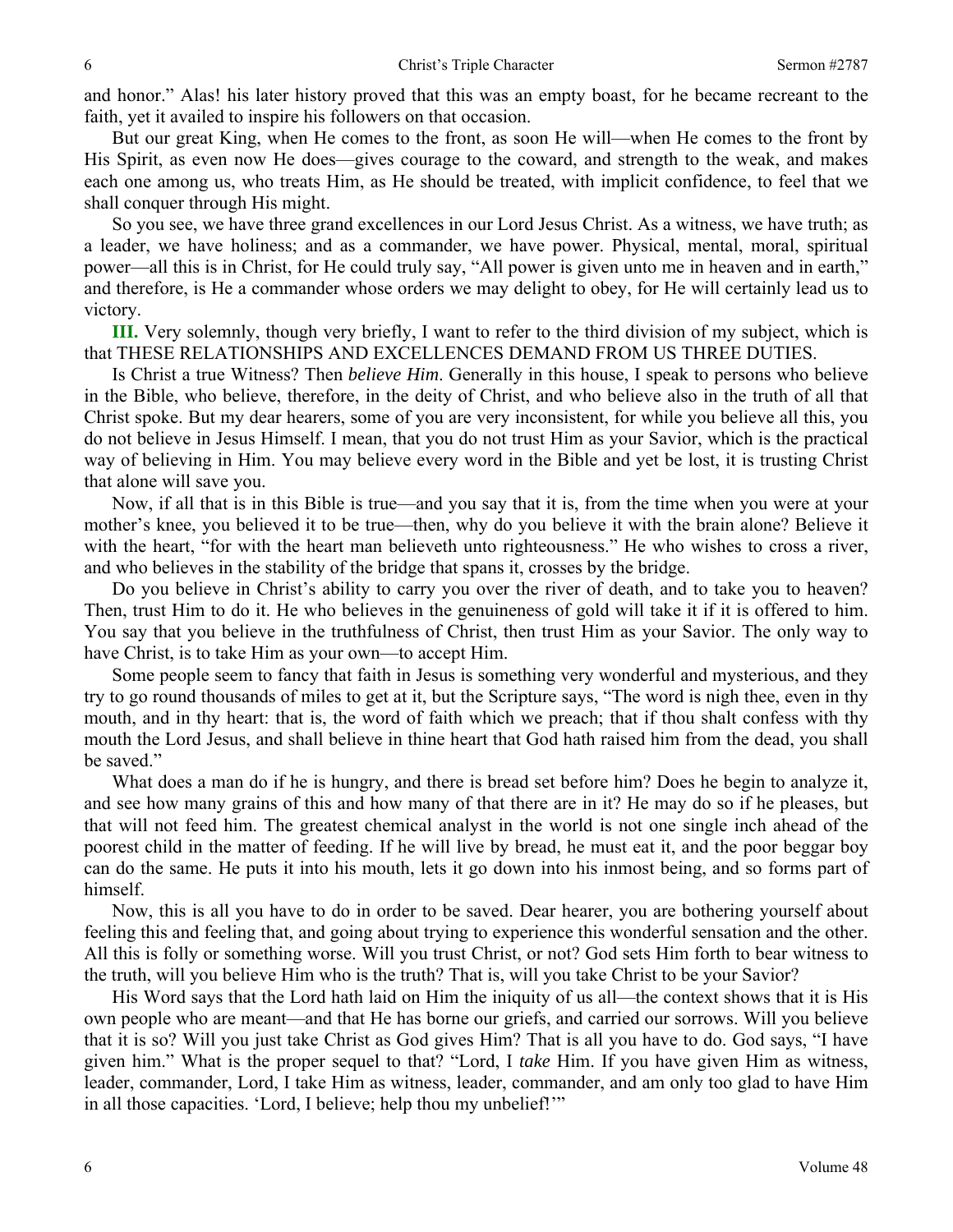and honor." Alas! his later history proved that this was an empty boast, for he became recreant to the faith, yet it availed to inspire his followers on that occasion.

But our great King, when He comes to the front, as soon He will—when He comes to the front by His Spirit, as even now He does—gives courage to the coward, and strength to the weak, and makes each one among us, who treats Him, as He should be treated, with implicit confidence, to feel that we shall conquer through His might.

So you see, we have three grand excellences in our Lord Jesus Christ. As a witness, we have truth; as a leader, we have holiness; and as a commander, we have power. Physical, mental, moral, spiritual power—all this is in Christ, for He could truly say, "All power is given unto me in heaven and in earth," and therefore, is He a commander whose orders we may delight to obey, for He will certainly lead us to victory.

**III.** Very solemnly, though very briefly, I want to refer to the third division of my subject, which is that THESE RELATIONSHIPS AND EXCELLENCES DEMAND FROM US THREE DUTIES.

Is Christ a true Witness? Then *believe Him*. Generally in this house, I speak to persons who believe in the Bible, who believe, therefore, in the deity of Christ, and who believe also in the truth of all that Christ spoke. But my dear hearers, some of you are very inconsistent, for while you believe all this, you do not believe in Jesus Himself. I mean, that you do not trust Him as your Savior, which is the practical way of believing in Him. You may believe every word in the Bible and yet be lost, it is trusting Christ that alone will save you.

Now, if all that is in this Bible is true—and you say that it is, from the time when you were at your mother's knee, you believed it to be true—then, why do you believe it with the brain alone? Believe it with the heart, "for with the heart man believeth unto righteousness." He who wishes to cross a river, and who believes in the stability of the bridge that spans it, crosses by the bridge.

Do you believe in Christ's ability to carry you over the river of death, and to take you to heaven? Then, trust Him to do it. He who believes in the genuineness of gold will take it if it is offered to him. You say that you believe in the truthfulness of Christ, then trust Him as your Savior. The only way to have Christ, is to take Him as your own—to accept Him.

Some people seem to fancy that faith in Jesus is something very wonderful and mysterious, and they try to go round thousands of miles to get at it, but the Scripture says, "The word is nigh thee, even in thy mouth, and in thy heart: that is, the word of faith which we preach; that if thou shalt confess with thy mouth the Lord Jesus, and shalt believe in thine heart that God hath raised him from the dead, you shall be saved."

What does a man do if he is hungry, and there is bread set before him? Does he begin to analyze it, and see how many grains of this and how many of that there are in it? He may do so if he pleases, but that will not feed him. The greatest chemical analyst in the world is not one single inch ahead of the poorest child in the matter of feeding. If he will live by bread, he must eat it, and the poor beggar boy can do the same. He puts it into his mouth, lets it go down into his inmost being, and so forms part of himself.

Now, this is all you have to do in order to be saved. Dear hearer, you are bothering yourself about feeling this and feeling that, and going about trying to experience this wonderful sensation and the other. All this is folly or something worse. Will you trust Christ, or not? God sets Him forth to bear witness to the truth, will you believe Him who is the truth? That is, will you take Christ to be your Savior?

His Word says that the Lord hath laid on Him the iniquity of us all—the context shows that it is His own people who are meant—and that He has borne our griefs, and carried our sorrows. Will you believe that it is so? Will you just take Christ as God gives Him? That is all you have to do. God says, "I have given him." What is the proper sequel to that? "Lord, I *take* Him. If you have given Him as witness, leader, commander, Lord, I take Him as witness, leader, commander, and am only too glad to have Him in all those capacities. 'Lord, I believe; help thou my unbelief!'"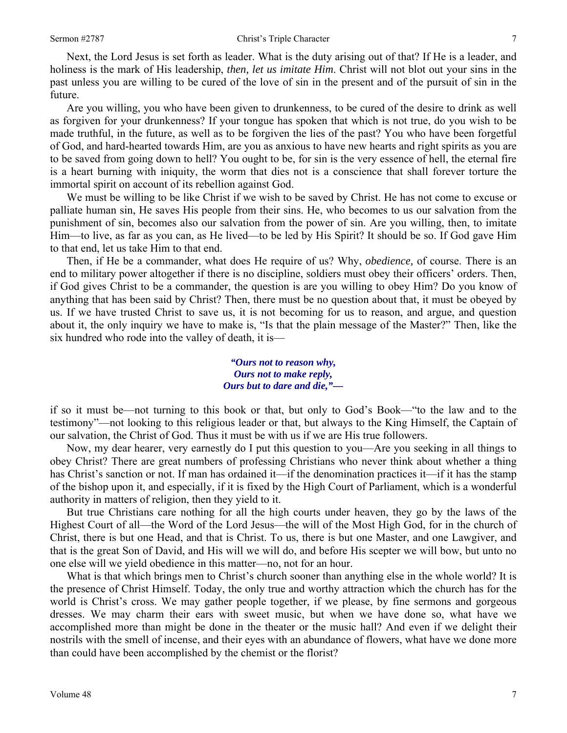Next, the Lord Jesus is set forth as leader. What is the duty arising out of that? If He is a leader, and holiness is the mark of His leadership, *then, let us imitate Him*. Christ will not blot out your sins in the past unless you are willing to be cured of the love of sin in the present and of the pursuit of sin in the future.

Are you willing, you who have been given to drunkenness, to be cured of the desire to drink as well as forgiven for your drunkenness? If your tongue has spoken that which is not true, do you wish to be made truthful, in the future, as well as to be forgiven the lies of the past? You who have been forgetful of God, and hard-hearted towards Him, are you as anxious to have new hearts and right spirits as you are to be saved from going down to hell? You ought to be, for sin is the very essence of hell, the eternal fire is a heart burning with iniquity, the worm that dies not is a conscience that shall forever torture the immortal spirit on account of its rebellion against God.

We must be willing to be like Christ if we wish to be saved by Christ. He has not come to excuse or palliate human sin, He saves His people from their sins. He, who becomes to us our salvation from the punishment of sin, becomes also our salvation from the power of sin. Are you willing, then, to imitate Him—to live, as far as you can, as He lived—to be led by His Spirit? It should be so. If God gave Him to that end, let us take Him to that end.

Then, if He be a commander, what does He require of us? Why, *obedience,* of course. There is an end to military power altogether if there is no discipline, soldiers must obey their officers' orders. Then, if God gives Christ to be a commander, the question is are you willing to obey Him? Do you know of anything that has been said by Christ? Then, there must be no question about that, it must be obeyed by us. If we have trusted Christ to save us, it is not becoming for us to reason, and argue, and question about it, the only inquiry we have to make is, "Is that the plain message of the Master?" Then, like the six hundred who rode into the valley of death, it is—

> ***"Ours not to reason why,***
> ***Ours not to make reply,***
> ***Ours but to dare and die,"—***

if so it must be—not turning to this book or that, but only to God's Book—"to the law and to the testimony"—not looking to this religious leader or that, but always to the King Himself, the Captain of our salvation, the Christ of God. Thus it must be with us if we are His true followers.

Now, my dear hearer, very earnestly do I put this question to you—Are you seeking in all things to obey Christ? There are great numbers of professing Christians who never think about whether a thing has Christ's sanction or not. If man has ordained it—if the denomination practices it—if it has the stamp of the bishop upon it, and especially, if it is fixed by the High Court of Parliament, which is a wonderful authority in matters of religion, then they yield to it.

But true Christians care nothing for all the high courts under heaven, they go by the laws of the Highest Court of all—the Word of the Lord Jesus—the will of the Most High God, for in the church of Christ, there is but one Head, and that is Christ. To us, there is but one Master, and one Lawgiver, and that is the great Son of David, and His will we will do, and before His scepter we will bow, but unto no one else will we yield obedience in this matter—no, not for an hour.

What is that which brings men to Christ's church sooner than anything else in the whole world? It is the presence of Christ Himself. Today, the only true and worthy attraction which the church has for the world is Christ's cross. We may gather people together, if we please, by fine sermons and gorgeous dresses. We may charm their ears with sweet music, but when we have done so, what have we accomplished more than might be done in the theater or the music hall? And even if we delight their nostrils with the smell of incense, and their eyes with an abundance of flowers, what have we done more than could have been accomplished by the chemist or the florist?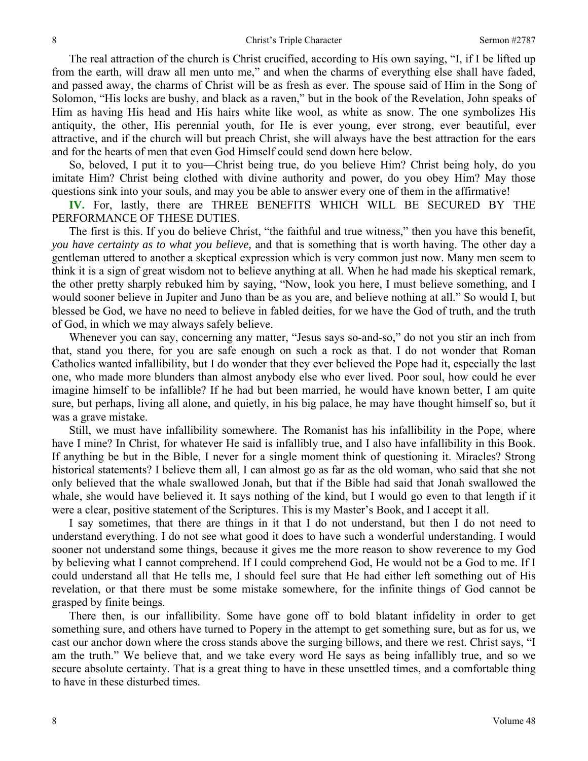The real attraction of the church is Christ crucified, according to His own saying, "I, if I be lifted up from the earth, will draw all men unto me," and when the charms of everything else shall have faded, and passed away, the charms of Christ will be as fresh as ever. The spouse said of Him in the Song of Solomon, "His locks are bushy, and black as a raven," but in the book of the Revelation, John speaks of Him as having His head and His hairs white like wool, as white as snow. The one symbolizes His antiquity, the other, His perennial youth, for He is ever young, ever strong, ever beautiful, ever attractive, and if the church will but preach Christ, she will always have the best attraction for the ears and for the hearts of men that even God Himself could send down here below.

So, beloved, I put it to you—Christ being true, do you believe Him? Christ being holy, do you imitate Him? Christ being clothed with divine authority and power, do you obey Him? May those questions sink into your souls, and may you be able to answer every one of them in the affirmative!

**IV.** For, lastly, there are THREE BENEFITS WHICH WILL BE SECURED BY THE PERFORMANCE OF THESE DUTIES.

The first is this. If you do believe Christ, "the faithful and true witness," then you have this benefit, *you have certainty as to what you believe,* and that is something that is worth having. The other day a gentleman uttered to another a skeptical expression which is very common just now. Many men seem to think it is a sign of great wisdom not to believe anything at all. When he had made his skeptical remark, the other pretty sharply rebuked him by saying, "Now, look you here, I must believe something, and I would sooner believe in Jupiter and Juno than be as you are, and believe nothing at all." So would I, but blessed be God, we have no need to believe in fabled deities, for we have the God of truth, and the truth of God, in which we may always safely believe.

Whenever you can say, concerning any matter, "Jesus says so-and-so," do not you stir an inch from that, stand you there, for you are safe enough on such a rock as that. I do not wonder that Roman Catholics wanted infallibility, but I do wonder that they ever believed the Pope had it, especially the last one, who made more blunders than almost anybody else who ever lived. Poor soul, how could he ever imagine himself to be infallible? If he had but been married, he would have known better, I am quite sure, but perhaps, living all alone, and quietly, in his big palace, he may have thought himself so, but it was a grave mistake.

Still, we must have infallibility somewhere. The Romanist has his infallibility in the Pope, where have I mine? In Christ, for whatever He said is infallibly true, and I also have infallibility in this Book. If anything be but in the Bible, I never for a single moment think of questioning it. Miracles? Strong historical statements? I believe them all, I can almost go as far as the old woman, who said that she not only believed that the whale swallowed Jonah, but that if the Bible had said that Jonah swallowed the whale, she would have believed it. It says nothing of the kind, but I would go even to that length if it were a clear, positive statement of the Scriptures. This is my Master's Book, and I accept it all.

I say sometimes, that there are things in it that I do not understand, but then I do not need to understand everything. I do not see what good it does to have such a wonderful understanding. I would sooner not understand some things, because it gives me the more reason to show reverence to my God by believing what I cannot comprehend. If I could comprehend God, He would not be a God to me. If I could understand all that He tells me, I should feel sure that He had either left something out of His revelation, or that there must be some mistake somewhere, for the infinite things of God cannot be grasped by finite beings.

There then, is our infallibility. Some have gone off to bold blatant infidelity in order to get something sure, and others have turned to Popery in the attempt to get something sure, but as for us, we cast our anchor down where the cross stands above the surging billows, and there we rest. Christ says, "I am the truth." We believe that, and we take every word He says as being infallibly true, and so we secure absolute certainty. That is a great thing to have in these unsettled times, and a comfortable thing to have in these disturbed times.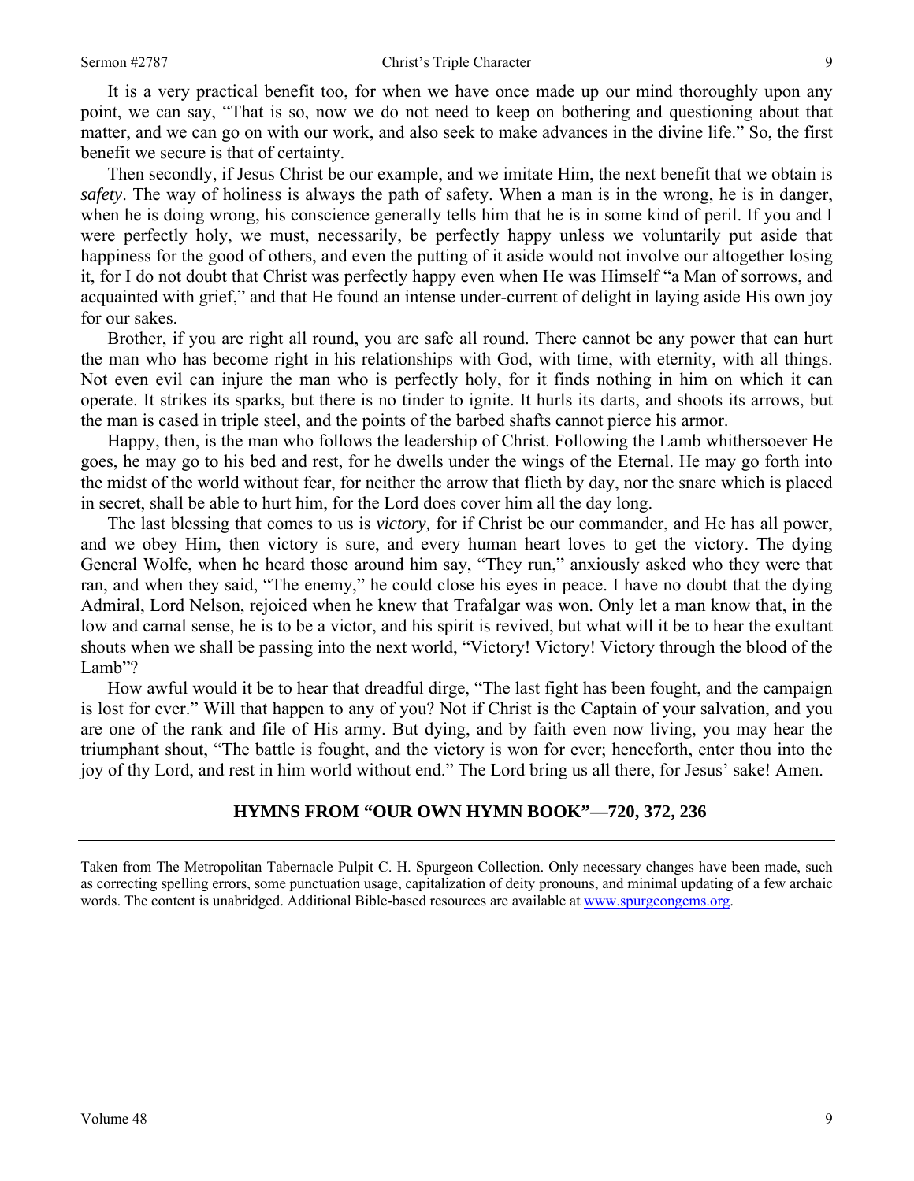It is a very practical benefit too, for when we have once made up our mind thoroughly upon any point, we can say, "That is so, now we do not need to keep on bothering and questioning about that matter, and we can go on with our work, and also seek to make advances in the divine life." So, the first benefit we secure is that of certainty.

Then secondly, if Jesus Christ be our example, and we imitate Him, the next benefit that we obtain is *safety*. The way of holiness is always the path of safety. When a man is in the wrong, he is in danger, when he is doing wrong, his conscience generally tells him that he is in some kind of peril. If you and I were perfectly holy, we must, necessarily, be perfectly happy unless we voluntarily put aside that happiness for the good of others, and even the putting of it aside would not involve our altogether losing it, for I do not doubt that Christ was perfectly happy even when He was Himself "a Man of sorrows, and acquainted with grief," and that He found an intense under-current of delight in laying aside His own joy for our sakes.

Brother, if you are right all round, you are safe all round. There cannot be any power that can hurt the man who has become right in his relationships with God, with time, with eternity, with all things. Not even evil can injure the man who is perfectly holy, for it finds nothing in him on which it can operate. It strikes its sparks, but there is no tinder to ignite. It hurls its darts, and shoots its arrows, but the man is cased in triple steel, and the points of the barbed shafts cannot pierce his armor.

Happy, then, is the man who follows the leadership of Christ. Following the Lamb whithersoever He goes, he may go to his bed and rest, for he dwells under the wings of the Eternal. He may go forth into the midst of the world without fear, for neither the arrow that flieth by day, nor the snare which is placed in secret, shall be able to hurt him, for the Lord does cover him all the day long.

The last blessing that comes to us is *victory,* for if Christ be our commander, and He has all power, and we obey Him, then victory is sure, and every human heart loves to get the victory. The dying General Wolfe, when he heard those around him say, "They run," anxiously asked who they were that ran, and when they said, "The enemy," he could close his eyes in peace. I have no doubt that the dying Admiral, Lord Nelson, rejoiced when he knew that Trafalgar was won. Only let a man know that, in the low and carnal sense, he is to be a victor, and his spirit is revived, but what will it be to hear the exultant shouts when we shall be passing into the next world, "Victory! Victory! Victory through the blood of the Lamb"?

How awful would it be to hear that dreadful dirge, "The last fight has been fought, and the campaign is lost for ever." Will that happen to any of you? Not if Christ is the Captain of your salvation, and you are one of the rank and file of His army. But dying, and by faith even now living, you may hear the triumphant shout, "The battle is fought, and the victory is won for ever; henceforth, enter thou into the joy of thy Lord, and rest in him world without end." The Lord bring us all there, for Jesus' sake! Amen.

**HYMNS FROM "OUR OWN HYMN BOOK"—720, 372, 236**

---

Taken from The Metropolitan Tabernacle Pulpit C. H. Spurgeon Collection. Only necessary changes have been made, such as correcting spelling errors, some punctuation usage, capitalization of deity pronouns, and minimal updating of a few archaic words. The content is unabridged. Additional Bible-based resources are available at www.spurgeongems.org.